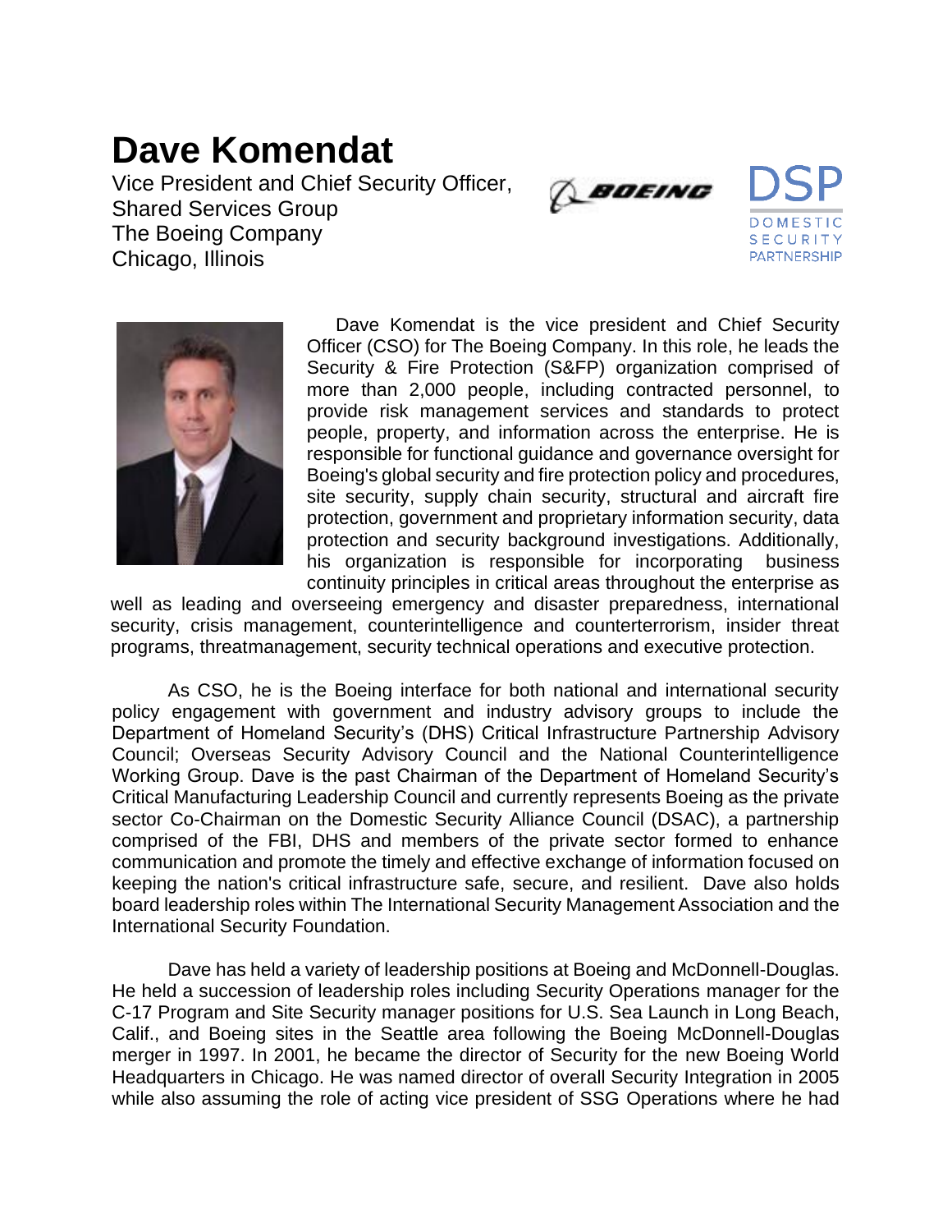# Dave Komendat

Vice President and Chief Security Officer,
Shared Services Group
The Boeing Company
Chicago, Illinois

BOEING

DSP
DOMESTIC
SECURITY
PARTNERSHIP

Dave Komendat is the vice president and Chief Security Officer (CSO) for The Boeing Company. In this role, he leads the Security & Fire Protection (S&FP) organization comprised of more than 2,000 people, including contracted personnel, to provide risk management services and standards to protect people, property, and information across the enterprise. He is responsible for functional guidance and governance oversight for Boeing's global security and fire protection policy and procedures, site security, supply chain security, structural and aircraft fire protection, government and proprietary information security, data protection and security background investigations. Additionally, his organization is responsible for incorporating business continuity principles in critical areas throughout the enterprise as well as leading and overseeing emergency and disaster preparedness, international security, crisis management, counterintelligence and counterterrorism, insider threat programs, threatmanagement, security technical operations and executive protection.

As CSO, he is the Boeing interface for both national and international security policy engagement with government and industry advisory groups to include the Department of Homeland Security's (DHS) Critical Infrastructure Partnership Advisory Council; Overseas Security Advisory Council and the National Counterintelligence Working Group. Dave is the past Chairman of the Department of Homeland Security's Critical Manufacturing Leadership Council and currently represents Boeing as the private sector Co-Chairman on the Domestic Security Alliance Council (DSAC), a partnership comprised of the FBI, DHS and members of the private sector formed to enhance communication and promote the timely and effective exchange of information focused on keeping the nation's critical infrastructure safe, secure, and resilient. Dave also holds board leadership roles within The International Security Management Association and the International Security Foundation.

Dave has held a variety of leadership positions at Boeing and McDonnell-Douglas. He held a succession of leadership roles including Security Operations manager for the C-17 Program and Site Security manager positions for U.S. Sea Launch in Long Beach, Calif., and Boeing sites in the Seattle area following the Boeing McDonnell-Douglas merger in 1997. In 2001, he became the director of Security for the new Boeing World Headquarters in Chicago. He was named director of overall Security Integration in 2005 while also assuming the role of acting vice president of SSG Operations where he had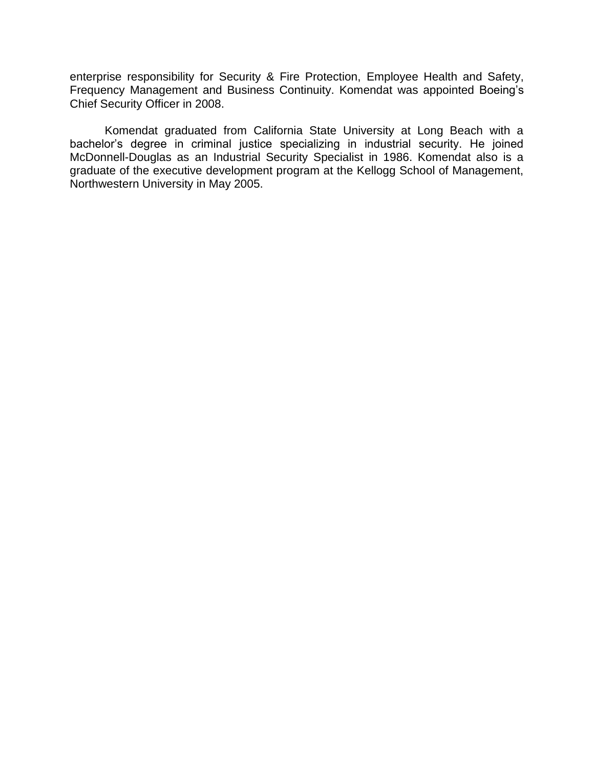enterprise responsibility for Security & Fire Protection, Employee Health and Safety, Frequency Management and Business Continuity. Komendat was appointed Boeing's Chief Security Officer in 2008.

Komendat graduated from California State University at Long Beach with a bachelor's degree in criminal justice specializing in industrial security. He joined McDonnell-Douglas as an Industrial Security Specialist in 1986. Komendat also is a graduate of the executive development program at the Kellogg School of Management, Northwestern University in May 2005.